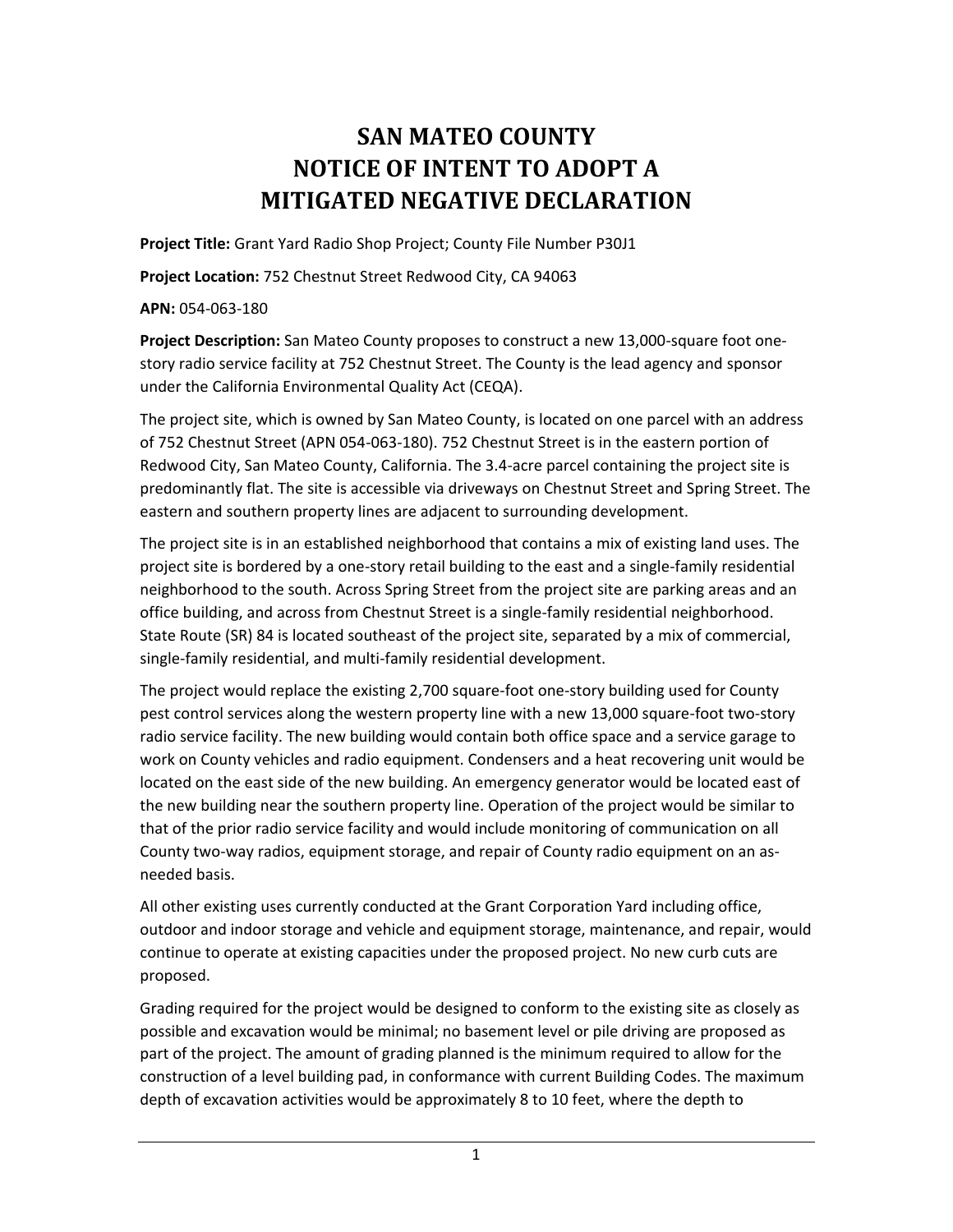# SAN MATEO COUNTY
# NOTICE OF INTENT TO ADOPT A MITIGATED NEGATIVE DECLARATION

**Project Title:** Grant Yard Radio Shop Project; County File Number P30J1

**Project Location:** 752 Chestnut Street Redwood City, CA 94063

**APN:** 054-063-180

**Project Description:** San Mateo County proposes to construct a new 13,000-square foot one-story radio service facility at 752 Chestnut Street. The County is the lead agency and sponsor under the California Environmental Quality Act (CEQA).

The project site, which is owned by San Mateo County, is located on one parcel with an address of 752 Chestnut Street (APN 054-063-180). 752 Chestnut Street is in the eastern portion of Redwood City, San Mateo County, California. The 3.4-acre parcel containing the project site is predominantly flat. The site is accessible via driveways on Chestnut Street and Spring Street. The eastern and southern property lines are adjacent to surrounding development.

The project site is in an established neighborhood that contains a mix of existing land uses. The project site is bordered by a one-story retail building to the east and a single-family residential neighborhood to the south. Across Spring Street from the project site are parking areas and an office building, and across from Chestnut Street is a single-family residential neighborhood. State Route (SR) 84 is located southeast of the project site, separated by a mix of commercial, single-family residential, and multi-family residential development.

The project would replace the existing 2,700 square-foot one-story building used for County pest control services along the western property line with a new 13,000 square-foot two-story radio service facility. The new building would contain both office space and a service garage to work on County vehicles and radio equipment. Condensers and a heat recovering unit would be located on the east side of the new building. An emergency generator would be located east of the new building near the southern property line. Operation of the project would be similar to that of the prior radio service facility and would include monitoring of communication on all County two-way radios, equipment storage, and repair of County radio equipment on an as-needed basis.

All other existing uses currently conducted at the Grant Corporation Yard including office, outdoor and indoor storage and vehicle and equipment storage, maintenance, and repair, would continue to operate at existing capacities under the proposed project. No new curb cuts are proposed.

Grading required for the project would be designed to conform to the existing site as closely as possible and excavation would be minimal; no basement level or pile driving are proposed as part of the project. The amount of grading planned is the minimum required to allow for the construction of a level building pad, in conformance with current Building Codes. The maximum depth of excavation activities would be approximately 8 to 10 feet, where the depth to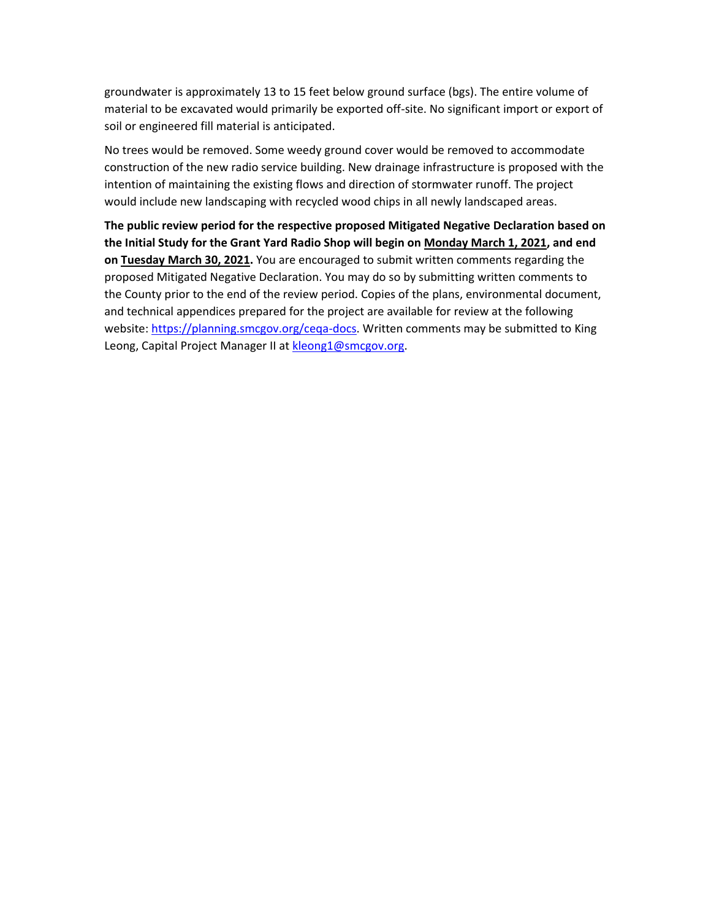groundwater is approximately 13 to 15 feet below ground surface (bgs). The entire volume of material to be excavated would primarily be exported off-site. No significant import or export of soil or engineered fill material is anticipated.

No trees would be removed. Some weedy ground cover would be removed to accommodate construction of the new radio service building. New drainage infrastructure is proposed with the intention of maintaining the existing flows and direction of stormwater runoff. The project would include new landscaping with recycled wood chips in all newly landscaped areas.

**The public review period for the respective proposed Mitigated Negative Declaration based on the Initial Study for the Grant Yard Radio Shop will begin on Monday March 1, 2021, and end on Tuesday March 30, 2021.** You are encouraged to submit written comments regarding the proposed Mitigated Negative Declaration. You may do so by submitting written comments to the County prior to the end of the review period. Copies of the plans, environmental document, and technical appendices prepared for the project are available for review at the following website: https://planning.smcgov.org/ceqa-docs. Written comments may be submitted to King Leong, Capital Project Manager II at kleong1@smcgov.org.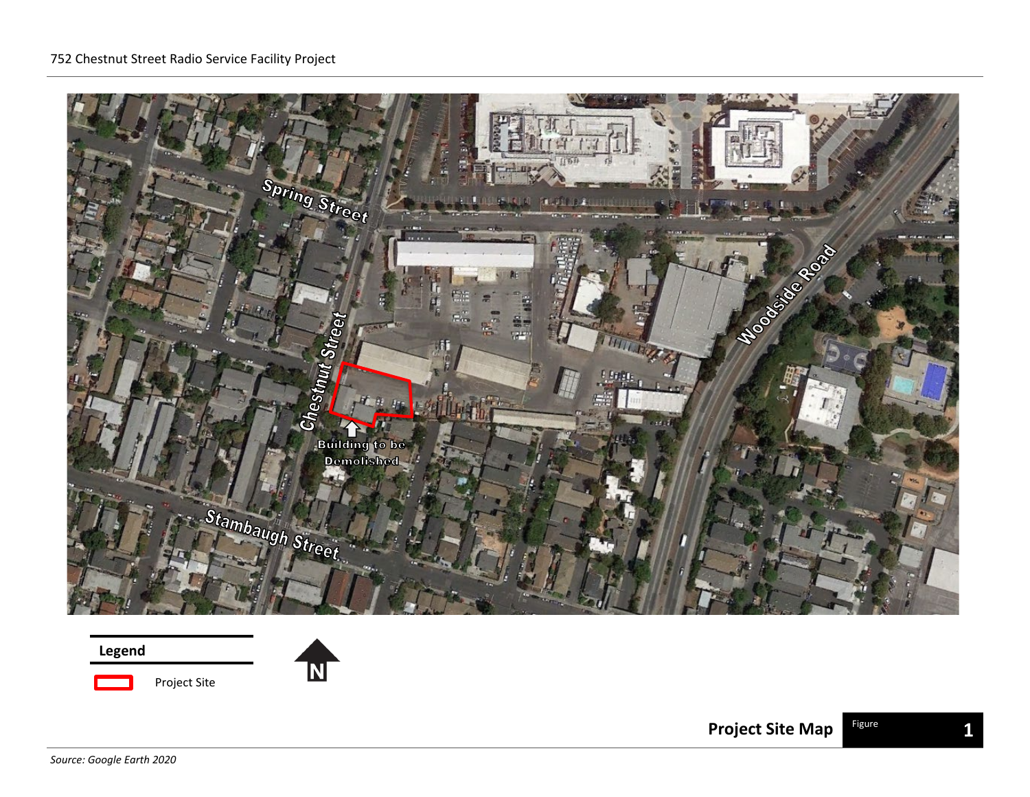752 Chestnut Street Radio Service Facility Project

Spring Street

Woodside Road

Chestnut Street

Building to be Demolished

Stambaugh Street

**Legend**

Project Site

N

**Project Site Map**

Figure 1

*Source: Google Earth 2020*